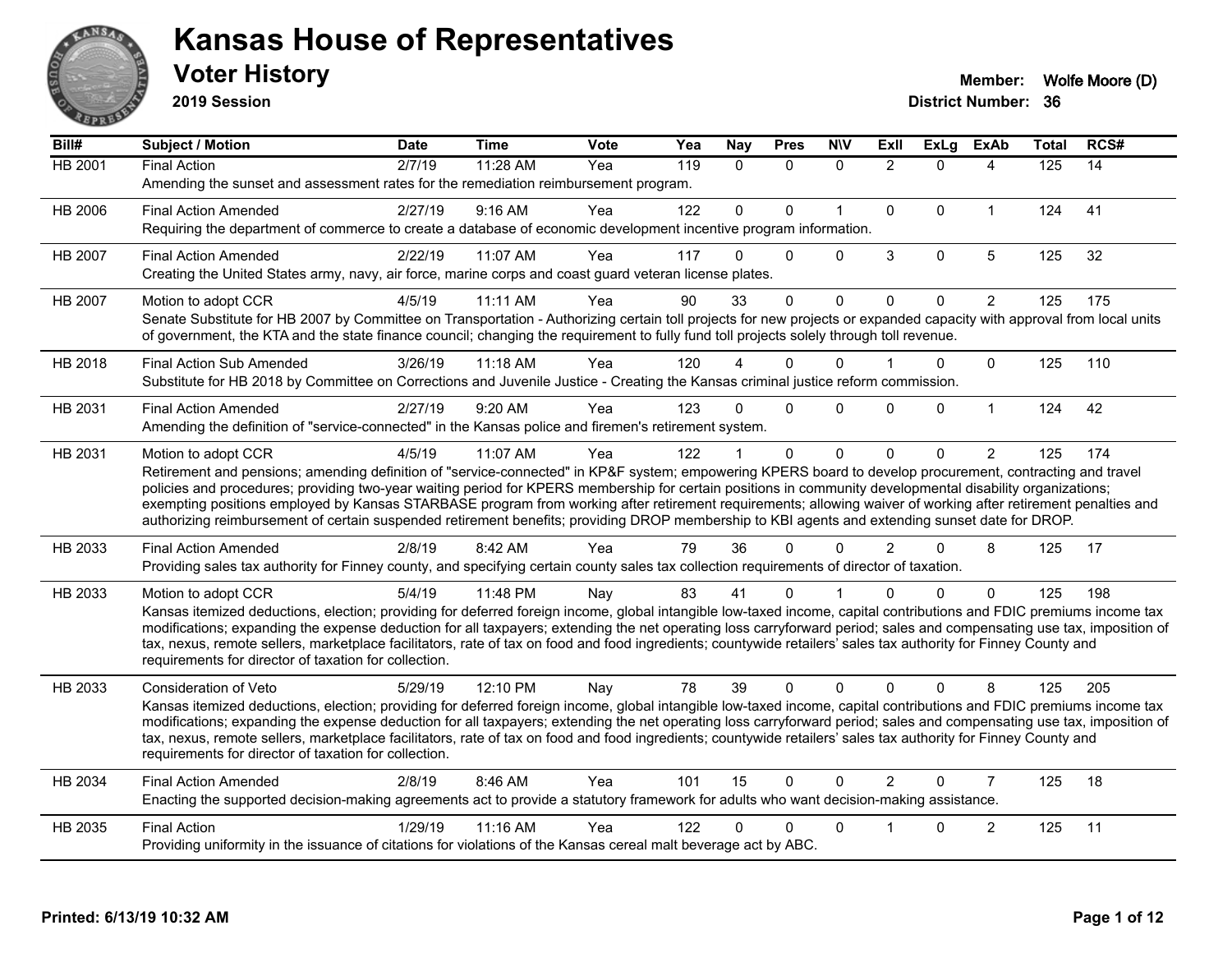# Kansas House of Representatives

## Voter History

**2019 Session**

**Member:** Wolfe Moore (D)
**District Number:** 36

| Bill# | Subject / Motion | Date | Time | Vote | Yea | Nay | Pres | N\V | ExII | ExLg | ExAb | Total | RCS# |
|---|---|---|---|---|---|---|---|---|---|---|---|---|---|
| HB 2001 | Final Action | 2/7/19 | 11:28 AM | Yea | 119 | 0 | 0 | 0 | 2 | 0 | 4 | 125 | 14 |
| | Amending the sunset and assessment rates for the remediation reimbursement program. | | | | | | | | | | | | |
| HB 2006 | Final Action Amended | 2/27/19 | 9:16 AM | Yea | 122 | 0 | 0 | 1 | 0 | 0 | 1 | 124 | 41 |
| | Requiring the department of commerce to create a database of economic development incentive program information. | | | | | | | | | | | | |
| HB 2007 | Final Action Amended | 2/22/19 | 11:07 AM | Yea | 117 | 0 | 0 | 0 | 3 | 0 | 5 | 125 | 32 |
| | Creating the United States army, navy, air force, marine corps and coast guard veteran license plates. | | | | | | | | | | | | |
| HB 2007 | Motion to adopt CCR | 4/5/19 | 11:11 AM | Yea | 90 | 33 | 0 | 0 | 0 | 0 | 2 | 125 | 175 |
| | Senate Substitute for HB 2007 by Committee on Transportation - Authorizing certain toll projects for new projects or expanded capacity with approval from local units of government, the KTA and the state finance council; changing the requirement to fully fund toll projects solely through toll revenue. | | | | | | | | | | | | |
| HB 2018 | Final Action Sub Amended | 3/26/19 | 11:18 AM | Yea | 120 | 4 | 0 | 0 | 1 | 0 | 0 | 125 | 110 |
| | Substitute for HB 2018 by Committee on Corrections and Juvenile Justice - Creating the Kansas criminal justice reform commission. | | | | | | | | | | | | |
| HB 2031 | Final Action Amended | 2/27/19 | 9:20 AM | Yea | 123 | 0 | 0 | 0 | 0 | 0 | 1 | 124 | 42 |
| | Amending the definition of "service-connected" in the Kansas police and firemen's retirement system. | | | | | | | | | | | | |
| HB 2031 | Motion to adopt CCR | 4/5/19 | 11:07 AM | Yea | 122 | 1 | 0 | 0 | 0 | 0 | 2 | 125 | 174 |
| | Retirement and pensions; amending definition of "service-connected" in KP&F system; empowering KPERS board to develop procurement, contracting and travel policies and procedures; providing two-year waiting period for KPERS membership for certain positions in community developmental disability organizations; exempting positions employed by Kansas STARBASE program from working after retirement requirements; allowing waiver of working after retirement penalties and authorizing reimbursement of certain suspended retirement benefits; providing DROP membership to KBI agents and extending sunset date for DROP. | | | | | | | | | | | | |
| HB 2033 | Final Action Amended | 2/8/19 | 8:42 AM | Yea | 79 | 36 | 0 | 0 | 2 | 0 | 8 | 125 | 17 |
| | Providing sales tax authority for Finney county, and specifying certain county sales tax collection requirements of director of taxation. | | | | | | | | | | | | |
| HB 2033 | Motion to adopt CCR | 5/4/19 | 11:48 PM | Nay | 83 | 41 | 0 | 1 | 0 | 0 | 0 | 125 | 198 |
| | Kansas itemized deductions, election; providing for deferred foreign income, global intangible low-taxed income, capital contributions and FDIC premiums income tax modifications; expanding the expense deduction for all taxpayers; extending the net operating loss carryforward period; sales and compensating use tax, imposition of tax, nexus, remote sellers, marketplace facilitators, rate of tax on food and food ingredients; countywide retailers' sales tax authority for Finney County and requirements for director of taxation for collection. | | | | | | | | | | | | |
| HB 2033 | Consideration of Veto | 5/29/19 | 12:10 PM | Nay | 78 | 39 | 0 | 0 | 0 | 0 | 8 | 125 | 205 |
| | Kansas itemized deductions, election; providing for deferred foreign income, global intangible low-taxed income, capital contributions and FDIC premiums income tax modifications; expanding the expense deduction for all taxpayers; extending the net operating loss carryforward period; sales and compensating use tax, imposition of tax, nexus, remote sellers, marketplace facilitators, rate of tax on food and food ingredients; countywide retailers' sales tax authority for Finney County and requirements for director of taxation for collection. | | | | | | | | | | | | |
| HB 2034 | Final Action Amended | 2/8/19 | 8:46 AM | Yea | 101 | 15 | 0 | 0 | 2 | 0 | 7 | 125 | 18 |
| | Enacting the supported decision-making agreements act to provide a statutory framework for adults who want decision-making assistance. | | | | | | | | | | | | |
| HB 2035 | Final Action | 1/29/19 | 11:16 AM | Yea | 122 | 0 | 0 | 0 | 1 | 0 | 2 | 125 | 11 |
| | Providing uniformity in the issuance of citations for violations of the Kansas cereal malt beverage act by ABC. | | | | | | | | | | | | |

Printed: 6/13/19 10:32 AM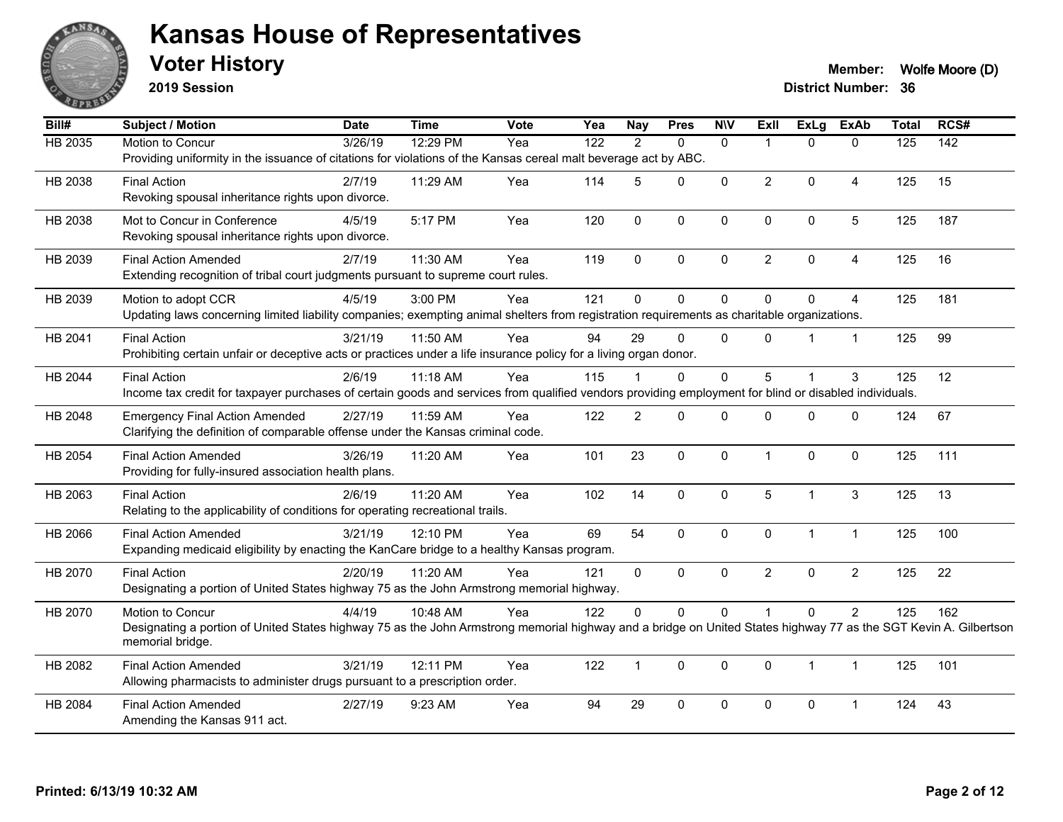# Kansas House of Representatives

## Voter History

**2019 Session**

**Member:** Wolfe Moore (D)

**District Number:** 36

| Bill# | Subject / Motion | Date | Time | Vote | Yea | Nay | Pres | N\V | ExIl | ExLg | ExAb | Total | RCS# |
|---|---|---|---|---|---|---|---|---|---|---|---|---|---|
| HB 2035 | Motion to Concur | 3/26/19 | 12:29 PM | Yea | 122 | 2 | 0 | 0 | 1 | 0 | 0 | 125 | 142 |
| | Providing uniformity in the issuance of citations for violations of the Kansas cereal malt beverage act by ABC. | | | | | | | | | | | | |
| HB 2038 | Final Action | 2/7/19 | 11:29 AM | Yea | 114 | 5 | 0 | 0 | 2 | 0 | 4 | 125 | 15 |
| | Revoking spousal inheritance rights upon divorce. | | | | | | | | | | | | |
| HB 2038 | Mot to Concur in Conference | 4/5/19 | 5:17 PM | Yea | 120 | 0 | 0 | 0 | 0 | 0 | 5 | 125 | 187 |
| | Revoking spousal inheritance rights upon divorce. | | | | | | | | | | | | |
| HB 2039 | Final Action Amended | 2/7/19 | 11:30 AM | Yea | 119 | 0 | 0 | 0 | 2 | 0 | 4 | 125 | 16 |
| | Extending recognition of tribal court judgments pursuant to supreme court rules. | | | | | | | | | | | | |
| HB 2039 | Motion to adopt CCR | 4/5/19 | 3:00 PM | Yea | 121 | 0 | 0 | 0 | 0 | 0 | 4 | 125 | 181 |
| | Updating laws concerning limited liability companies; exempting animal shelters from registration requirements as charitable organizations. | | | | | | | | | | | | |
| HB 2041 | Final Action | 3/21/19 | 11:50 AM | Yea | 94 | 29 | 0 | 0 | 0 | 1 | 1 | 125 | 99 |
| | Prohibiting certain unfair or deceptive acts or practices under a life insurance policy for a living organ donor. | | | | | | | | | | | | |
| HB 2044 | Final Action | 2/6/19 | 11:18 AM | Yea | 115 | 1 | 0 | 0 | 5 | 1 | 3 | 125 | 12 |
| | Income tax credit for taxpayer purchases of certain goods and services from qualified vendors providing employment for blind or disabled individuals. | | | | | | | | | | | | |
| HB 2048 | Emergency Final Action Amended | 2/27/19 | 11:59 AM | Yea | 122 | 2 | 0 | 0 | 0 | 0 | 0 | 124 | 67 |
| | Clarifying the definition of comparable offense under the Kansas criminal code. | | | | | | | | | | | | |
| HB 2054 | Final Action Amended | 3/26/19 | 11:20 AM | Yea | 101 | 23 | 0 | 0 | 1 | 0 | 0 | 125 | 111 |
| | Providing for fully-insured association health plans. | | | | | | | | | | | | |
| HB 2063 | Final Action | 2/6/19 | 11:20 AM | Yea | 102 | 14 | 0 | 0 | 5 | 1 | 3 | 125 | 13 |
| | Relating to the applicability of conditions for operating recreational trails. | | | | | | | | | | | | |
| HB 2066 | Final Action Amended | 3/21/19 | 12:10 PM | Yea | 69 | 54 | 0 | 0 | 0 | 1 | 1 | 125 | 100 |
| | Expanding medicaid eligibility by enacting the KanCare bridge to a healthy Kansas program. | | | | | | | | | | | | |
| HB 2070 | Final Action | 2/20/19 | 11:20 AM | Yea | 121 | 0 | 0 | 0 | 2 | 0 | 2 | 125 | 22 |
| | Designating a portion of United States highway 75 as the John Armstrong memorial highway. | | | | | | | | | | | | |
| HB 2070 | Motion to Concur | 4/4/19 | 10:48 AM | Yea | 122 | 0 | 0 | 0 | 1 | 0 | 2 | 125 | 162 |
| | Designating a portion of United States highway 75 as the John Armstrong memorial highway and a bridge on United States highway 77 as the SGT Kevin A. Gilbertson memorial bridge. | | | | | | | | | | | | |
| HB 2082 | Final Action Amended | 3/21/19 | 12:11 PM | Yea | 122 | 1 | 0 | 0 | 0 | 1 | 1 | 125 | 101 |
| | Allowing pharmacists to administer drugs pursuant to a prescription order. | | | | | | | | | | | | |
| HB 2084 | Final Action Amended | 2/27/19 | 9:23 AM | Yea | 94 | 29 | 0 | 0 | 0 | 0 | 1 | 124 | 43 |
| | Amending the Kansas 911 act. | | | | | | | | | | | | |

**Printed: 6/13/19 10:32 AM**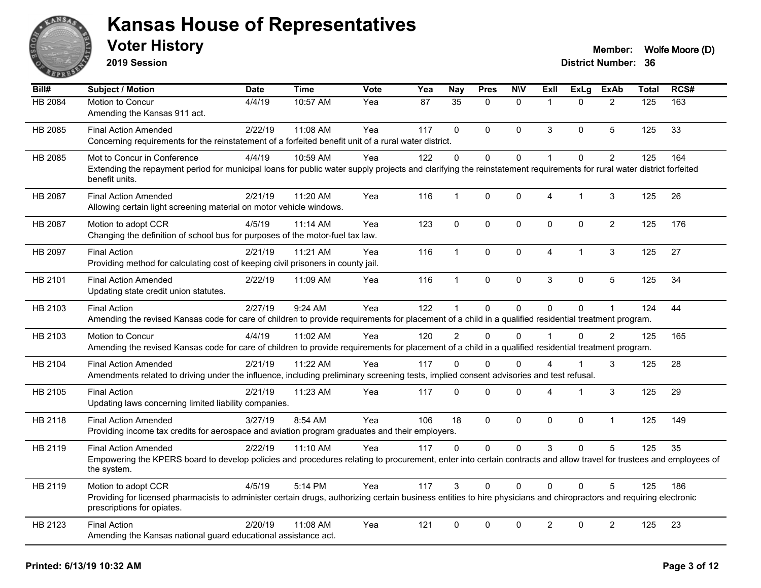# Kansas House of Representatives

## Voter History

**2019 Session**

**Member:** Wolfe Moore (D)
**District Number:** 36

| Bill# | Subject / Motion | Date | Time | Vote | Yea | Nay | Pres | N\V | ExII | ExLg | ExAb | Total | RCS# |
|---|---|---|---|---|---|---|---|---|---|---|---|---|---|
| HB 2084 | Motion to Concur<br>Amending the Kansas 911 act. | 4/4/19 | 10:57 AM | Yea | 87 | 35 | 0 | 0 | 1 | 0 | 2 | 125 | 163 |
| HB 2085 | Final Action Amended<br>Concerning requirements for the reinstatement of a forfeited benefit unit of a rural water district. | 2/22/19 | 11:08 AM | Yea | 117 | 0 | 0 | 0 | 3 | 0 | 5 | 125 | 33 |
| HB 2085 | Mot to Concur in Conference<br>Extending the repayment period for municipal loans for public water supply projects and clarifying the reinstatement requirements for rural water district forfeited benefit units. | 4/4/19 | 10:59 AM | Yea | 122 | 0 | 0 | 0 | 1 | 0 | 2 | 125 | 164 |
| HB 2087 | Final Action Amended<br>Allowing certain light screening material on motor vehicle windows. | 2/21/19 | 11:20 AM | Yea | 116 | 1 | 0 | 0 | 4 | 1 | 3 | 125 | 26 |
| HB 2087 | Motion to adopt CCR<br>Changing the definition of school bus for purposes of the motor-fuel tax law. | 4/5/19 | 11:14 AM | Yea | 123 | 0 | 0 | 0 | 0 | 0 | 2 | 125 | 176 |
| HB 2097 | Final Action<br>Providing method for calculating cost of keeping civil prisoners in county jail. | 2/21/19 | 11:21 AM | Yea | 116 | 1 | 0 | 0 | 4 | 1 | 3 | 125 | 27 |
| HB 2101 | Final Action Amended<br>Updating state credit union statutes. | 2/22/19 | 11:09 AM | Yea | 116 | 1 | 0 | 0 | 3 | 0 | 5 | 125 | 34 |
| HB 2103 | Final Action<br>Amending the revised Kansas code for care of children to provide requirements for placement of a child in a qualified residential treatment program. | 2/27/19 | 9:24 AM | Yea | 122 | 1 | 0 | 0 | 0 | 0 | 1 | 124 | 44 |
| HB 2103 | Motion to Concur<br>Amending the revised Kansas code for care of children to provide requirements for placement of a child in a qualified residential treatment program. | 4/4/19 | 11:02 AM | Yea | 120 | 2 | 0 | 0 | 1 | 0 | 2 | 125 | 165 |
| HB 2104 | Final Action Amended<br>Amendments related to driving under the influence, including preliminary screening tests, implied consent advisories and test refusal. | 2/21/19 | 11:22 AM | Yea | 117 | 0 | 0 | 0 | 4 | 1 | 3 | 125 | 28 |
| HB 2105 | Final Action<br>Updating laws concerning limited liability companies. | 2/21/19 | 11:23 AM | Yea | 117 | 0 | 0 | 0 | 4 | 1 | 3 | 125 | 29 |
| HB 2118 | Final Action Amended<br>Providing income tax credits for aerospace and aviation program graduates and their employers. | 3/27/19 | 8:54 AM | Yea | 106 | 18 | 0 | 0 | 0 | 0 | 1 | 125 | 149 |
| HB 2119 | Final Action Amended<br>Empowering the KPERS board to develop policies and procedures relating to procurement, enter into certain contracts and allow travel for trustees and employees of the system. | 2/22/19 | 11:10 AM | Yea | 117 | 0 | 0 | 0 | 3 | 0 | 5 | 125 | 35 |
| HB 2119 | Motion to adopt CCR<br>Providing for licensed pharmacists to administer certain drugs, authorizing certain business entities to hire physicians and chiropractors and requiring electronic prescriptions for opiates. | 4/5/19 | 5:14 PM | Yea | 117 | 3 | 0 | 0 | 0 | 0 | 5 | 125 | 186 |
| HB 2123 | Final Action<br>Amending the Kansas national guard educational assistance act. | 2/20/19 | 11:08 AM | Yea | 121 | 0 | 0 | 0 | 2 | 0 | 2 | 125 | 23 |

**Printed: 6/13/19 10:32 AM**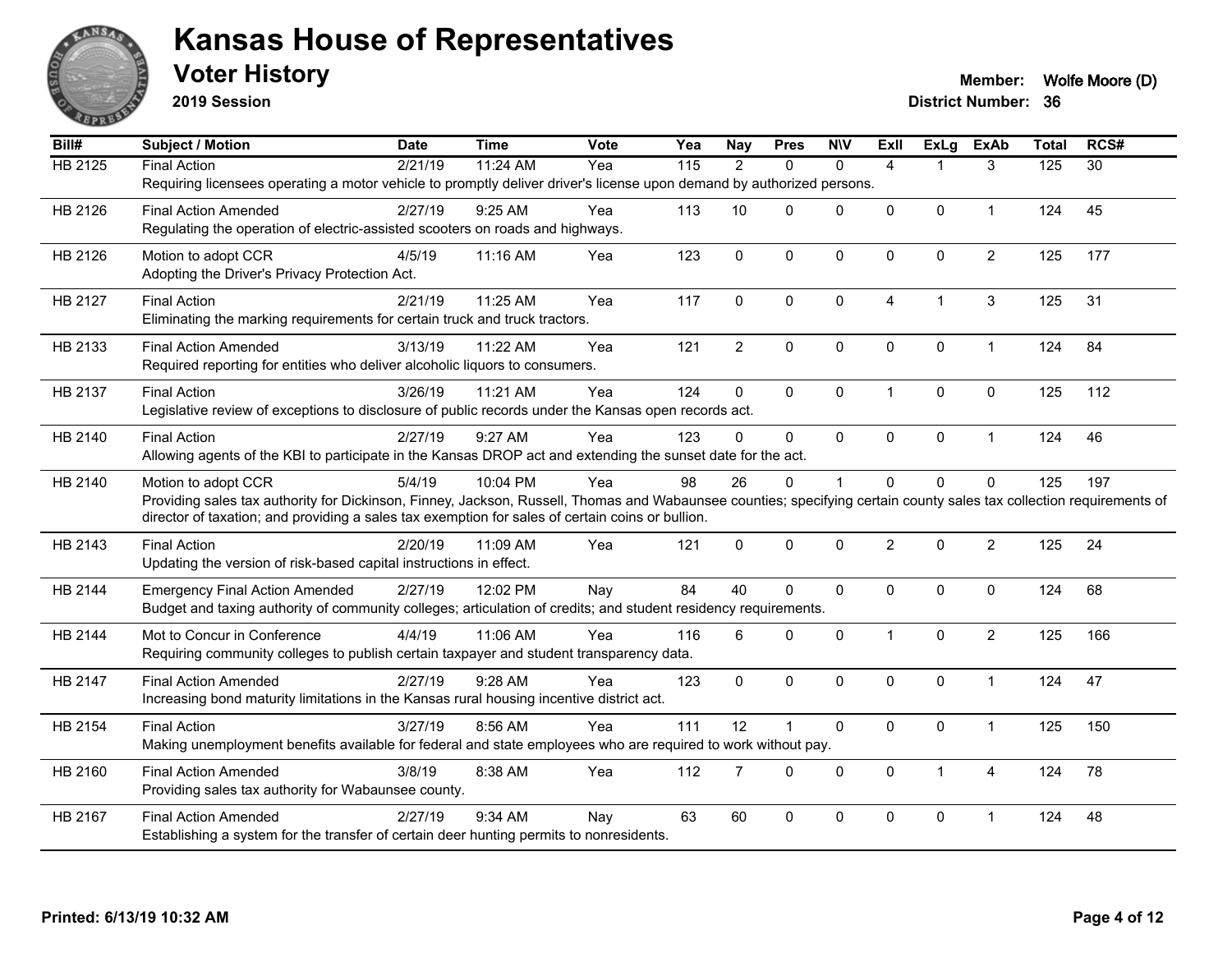# Kansas House of Representatives

## Voter History

**2019 Session**

**Member:** Wolfe Moore (D)
**District Number:** 36

| Bill# | Subject / Motion | Date | Time | Vote | Yea | Nay | Pres | N\V | ExII | ExLg | ExAb | Total | RCS# |
|---|---|---|---|---|---|---|---|---|---|---|---|---|---|
| HB 2125 | Final Action | 2/21/19 | 11:24 AM | Yea | 115 | 2 | 0 | 0 | 4 | 1 | 3 | 125 | 30 |
| | Requiring licensees operating a motor vehicle to promptly deliver driver's license upon demand by authorized persons. | | | | | | | | | | | | |
| HB 2126 | Final Action Amended | 2/27/19 | 9:25 AM | Yea | 113 | 10 | 0 | 0 | 0 | 0 | 1 | 124 | 45 |
| | Regulating the operation of electric-assisted scooters on roads and highways. | | | | | | | | | | | | |
| HB 2126 | Motion to adopt CCR | 4/5/19 | 11:16 AM | Yea | 123 | 0 | 0 | 0 | 0 | 0 | 2 | 125 | 177 |
| | Adopting the Driver's Privacy Protection Act. | | | | | | | | | | | | |
| HB 2127 | Final Action | 2/21/19 | 11:25 AM | Yea | 117 | 0 | 0 | 0 | 4 | 1 | 3 | 125 | 31 |
| | Eliminating the marking requirements for certain truck and truck tractors. | | | | | | | | | | | | |
| HB 2133 | Final Action Amended | 3/13/19 | 11:22 AM | Yea | 121 | 2 | 0 | 0 | 0 | 0 | 1 | 124 | 84 |
| | Required reporting for entities who deliver alcoholic liquors to consumers. | | | | | | | | | | | | |
| HB 2137 | Final Action | 3/26/19 | 11:21 AM | Yea | 124 | 0 | 0 | 0 | 1 | 0 | 0 | 125 | 112 |
| | Legislative review of exceptions to disclosure of public records under the Kansas open records act. | | | | | | | | | | | | |
| HB 2140 | Final Action | 2/27/19 | 9:27 AM | Yea | 123 | 0 | 0 | 0 | 0 | 0 | 1 | 124 | 46 |
| | Allowing agents of the KBI to participate in the Kansas DROP act and extending the sunset date for the act. | | | | | | | | | | | | |
| HB 2140 | Motion to adopt CCR | 5/4/19 | 10:04 PM | Yea | 98 | 26 | 0 | 1 | 0 | 0 | 0 | 125 | 197 |
| | Providing sales tax authority for Dickinson, Finney, Jackson, Russell, Thomas and Wabaunsee counties; specifying certain county sales tax collection requirements of director of taxation; and providing a sales tax exemption for sales of certain coins or bullion. | | | | | | | | | | | | |
| HB 2143 | Final Action | 2/20/19 | 11:09 AM | Yea | 121 | 0 | 0 | 0 | 2 | 0 | 2 | 125 | 24 |
| | Updating the version of risk-based capital instructions in effect. | | | | | | | | | | | | |
| HB 2144 | Emergency Final Action Amended | 2/27/19 | 12:02 PM | Nay | 84 | 40 | 0 | 0 | 0 | 0 | 0 | 124 | 68 |
| | Budget and taxing authority of community colleges; articulation of credits; and student residency requirements. | | | | | | | | | | | | |
| HB 2144 | Mot to Concur in Conference | 4/4/19 | 11:06 AM | Yea | 116 | 6 | 0 | 0 | 1 | 0 | 2 | 125 | 166 |
| | Requiring community colleges to publish certain taxpayer and student transparency data. | | | | | | | | | | | | |
| HB 2147 | Final Action Amended | 2/27/19 | 9:28 AM | Yea | 123 | 0 | 0 | 0 | 0 | 0 | 1 | 124 | 47 |
| | Increasing bond maturity limitations in the Kansas rural housing incentive district act. | | | | | | | | | | | | |
| HB 2154 | Final Action | 3/27/19 | 8:56 AM | Yea | 111 | 12 | 1 | 0 | 0 | 0 | 1 | 125 | 150 |
| | Making unemployment benefits available for federal and state employees who are required to work without pay. | | | | | | | | | | | | |
| HB 2160 | Final Action Amended | 3/8/19 | 8:38 AM | Yea | 112 | 7 | 0 | 0 | 0 | 1 | 4 | 124 | 78 |
| | Providing sales tax authority for Wabaunsee county. | | | | | | | | | | | | |
| HB 2167 | Final Action Amended | 2/27/19 | 9:34 AM | Nay | 63 | 60 | 0 | 0 | 0 | 0 | 1 | 124 | 48 |
| | Establishing a system for the transfer of certain deer hunting permits to nonresidents. | | | | | | | | | | | | |

**Printed: 6/13/19 10:32 AM**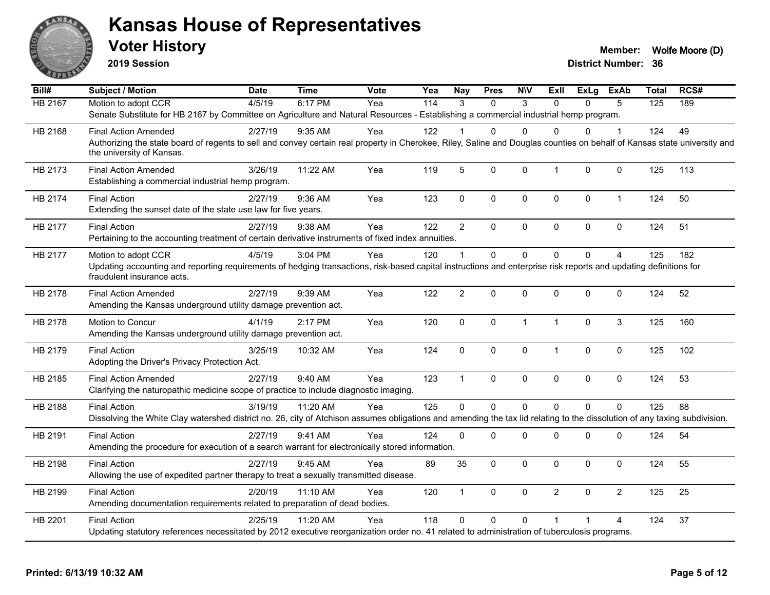# Kansas House of Representatives

## Voter History

**2019 Session**

**Member:** Wolfe Moore (D)

**District Number:** 36

| Bill# | Subject / Motion | Date | Time | Vote | Yea | Nay | Pres | N\V | ExII | ExLg | ExAb | Total | RCS# |
|---|---|---|---|---|---|---|---|---|---|---|---|---|---|
| HB 2167 | Motion to adopt CCR | 4/5/19 | 6:17 PM | Yea | 114 | 3 | 0 | 3 | 0 | 0 | 5 | 125 | 189 |
| | Senate Substitute for HB 2167 by Committee on Agriculture and Natural Resources - Establishing a commercial industrial hemp program. | | | | | | | | | | | | |
| HB 2168 | Final Action Amended | 2/27/19 | 9:35 AM | Yea | 122 | 1 | 0 | 0 | 0 | 0 | 1 | 124 | 49 |
| | Authorizing the state board of regents to sell and convey certain real property in Cherokee, Riley, Saline and Douglas counties on behalf of Kansas state university and the university of Kansas. | | | | | | | | | | | | |
| HB 2173 | Final Action Amended | 3/26/19 | 11:22 AM | Yea | 119 | 5 | 0 | 0 | 1 | 0 | 0 | 125 | 113 |
| | Establishing a commercial industrial hemp program. | | | | | | | | | | | | |
| HB 2174 | Final Action | 2/27/19 | 9:36 AM | Yea | 123 | 0 | 0 | 0 | 0 | 0 | 1 | 124 | 50 |
| | Extending the sunset date of the state use law for five years. | | | | | | | | | | | | |
| HB 2177 | Final Action | 2/27/19 | 9:38 AM | Yea | 122 | 2 | 0 | 0 | 0 | 0 | 0 | 124 | 51 |
| | Pertaining to the accounting treatment of certain derivative instruments of fixed index annuities. | | | | | | | | | | | | |
| HB 2177 | Motion to adopt CCR | 4/5/19 | 3:04 PM | Yea | 120 | 1 | 0 | 0 | 0 | 0 | 4 | 125 | 182 |
| | Updating accounting and reporting requirements of hedging transactions, risk-based capital instructions and enterprise risk reports and updating definitions for fraudulent insurance acts. | | | | | | | | | | | | |
| HB 2178 | Final Action Amended | 2/27/19 | 9:39 AM | Yea | 122 | 2 | 0 | 0 | 0 | 0 | 0 | 124 | 52 |
| | Amending the Kansas underground utility damage prevention act. | | | | | | | | | | | | |
| HB 2178 | Motion to Concur | 4/1/19 | 2:17 PM | Yea | 120 | 0 | 0 | 1 | 1 | 0 | 3 | 125 | 160 |
| | Amending the Kansas underground utility damage prevention act. | | | | | | | | | | | | |
| HB 2179 | Final Action | 3/25/19 | 10:32 AM | Yea | 124 | 0 | 0 | 0 | 1 | 0 | 0 | 125 | 102 |
| | Adopting the Driver's Privacy Protection Act. | | | | | | | | | | | | |
| HB 2185 | Final Action Amended | 2/27/19 | 9:40 AM | Yea | 123 | 1 | 0 | 0 | 0 | 0 | 0 | 124 | 53 |
| | Clarifying the naturopathic medicine scope of practice to include diagnostic imaging. | | | | | | | | | | | | |
| HB 2188 | Final Action | 3/19/19 | 11:20 AM | Yea | 125 | 0 | 0 | 0 | 0 | 0 | 0 | 125 | 88 |
| | Dissolving the White Clay watershed district no. 26, city of Atchison assumes obligations and amending the tax lid relating to the dissolution of any taxing subdivision. | | | | | | | | | | | | |
| HB 2191 | Final Action | 2/27/19 | 9:41 AM | Yea | 124 | 0 | 0 | 0 | 0 | 0 | 0 | 124 | 54 |
| | Amending the procedure for execution of a search warrant for electronically stored information. | | | | | | | | | | | | |
| HB 2198 | Final Action | 2/27/19 | 9:45 AM | Yea | 89 | 35 | 0 | 0 | 0 | 0 | 0 | 124 | 55 |
| | Allowing the use of expedited partner therapy to treat a sexually transmitted disease. | | | | | | | | | | | | |
| HB 2199 | Final Action | 2/20/19 | 11:10 AM | Yea | 120 | 1 | 0 | 0 | 2 | 0 | 2 | 125 | 25 |
| | Amending documentation requirements related to preparation of dead bodies. | | | | | | | | | | | | |
| HB 2201 | Final Action | 2/25/19 | 11:20 AM | Yea | 118 | 0 | 0 | 0 | 1 | 1 | 4 | 124 | 37 |
| | Updating statutory references necessitated by 2012 executive reorganization order no. 41 related to administration of tuberculosis programs. | | | | | | | | | | | | |

**Printed: 6/13/19 10:32 AM**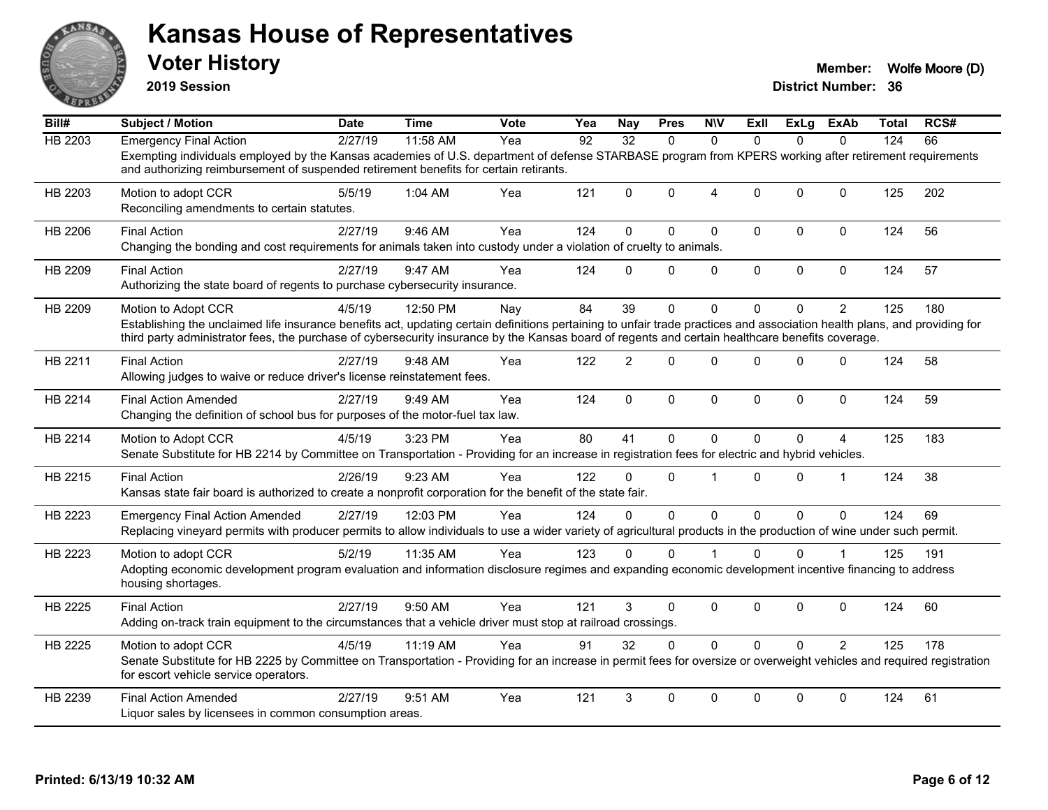# Kansas House of Representatives

## Voter History

**2019 Session**

**Member:** Wolfe Moore (D)
**District Number:** 36

| Bill# | Subject / Motion | Date | Time | Vote | Yea | Nay | Pres | N\V | ExII | ExLg | ExAb | Total | RCS# |
|---|---|---|---|---|---|---|---|---|---|---|---|---|---|
| HB 2203 | Emergency Final Action | 2/27/19 | 11:58 AM | Yea | 92 | 32 | 0 | 0 | 0 | 0 | 0 | 124 | 66 |
| | Exempting individuals employed by the Kansas academies of U.S. department of defense STARBASE program from KPERS working after retirement requirements and authorizing reimbursement of suspended retirement benefits for certain retirants. | | | | | | | | | | | | |
| HB 2203 | Motion to adopt CCR | 5/5/19 | 1:04 AM | Yea | 121 | 0 | 0 | 4 | 0 | 0 | 0 | 125 | 202 |
| | Reconciling amendments to certain statutes. | | | | | | | | | | | | |
| HB 2206 | Final Action | 2/27/19 | 9:46 AM | Yea | 124 | 0 | 0 | 0 | 0 | 0 | 0 | 124 | 56 |
| | Changing the bonding and cost requirements for animals taken into custody under a violation of cruelty to animals. | | | | | | | | | | | | |
| HB 2209 | Final Action | 2/27/19 | 9:47 AM | Yea | 124 | 0 | 0 | 0 | 0 | 0 | 0 | 124 | 57 |
| | Authorizing the state board of regents to purchase cybersecurity insurance. | | | | | | | | | | | | |
| HB 2209 | Motion to Adopt CCR | 4/5/19 | 12:50 PM | Nay | 84 | 39 | 0 | 0 | 0 | 0 | 2 | 125 | 180 |
| | Establishing the unclaimed life insurance benefits act, updating certain definitions pertaining to unfair trade practices and association health plans, and providing for third party administrator fees, the purchase of cybersecurity insurance by the Kansas board of regents and certain healthcare benefits coverage. | | | | | | | | | | | | |
| HB 2211 | Final Action | 2/27/19 | 9:48 AM | Yea | 122 | 2 | 0 | 0 | 0 | 0 | 0 | 124 | 58 |
| | Allowing judges to waive or reduce driver's license reinstatement fees. | | | | | | | | | | | | |
| HB 2214 | Final Action Amended | 2/27/19 | 9:49 AM | Yea | 124 | 0 | 0 | 0 | 0 | 0 | 0 | 124 | 59 |
| | Changing the definition of school bus for purposes of the motor-fuel tax law. | | | | | | | | | | | | |
| HB 2214 | Motion to Adopt CCR | 4/5/19 | 3:23 PM | Yea | 80 | 41 | 0 | 0 | 0 | 0 | 4 | 125 | 183 |
| | Senate Substitute for HB 2214 by Committee on Transportation - Providing for an increase in registration fees for electric and hybrid vehicles. | | | | | | | | | | | | |
| HB 2215 | Final Action | 2/26/19 | 9:23 AM | Yea | 122 | 0 | 0 | 1 | 0 | 0 | 1 | 124 | 38 |
| | Kansas state fair board is authorized to create a nonprofit corporation for the benefit of the state fair. | | | | | | | | | | | | |
| HB 2223 | Emergency Final Action Amended | 2/27/19 | 12:03 PM | Yea | 124 | 0 | 0 | 0 | 0 | 0 | 0 | 124 | 69 |
| | Replacing vineyard permits with producer permits to allow individuals to use a wider variety of agricultural products in the production of wine under such permit. | | | | | | | | | | | | |
| HB 2223 | Motion to adopt CCR | 5/2/19 | 11:35 AM | Yea | 123 | 0 | 0 | 1 | 0 | 0 | 1 | 125 | 191 |
| | Adopting economic development program evaluation and information disclosure regimes and expanding economic development incentive financing to address housing shortages. | | | | | | | | | | | | |
| HB 2225 | Final Action | 2/27/19 | 9:50 AM | Yea | 121 | 3 | 0 | 0 | 0 | 0 | 0 | 124 | 60 |
| | Adding on-track train equipment to the circumstances that a vehicle driver must stop at railroad crossings. | | | | | | | | | | | | |
| HB 2225 | Motion to adopt CCR | 4/5/19 | 11:19 AM | Yea | 91 | 32 | 0 | 0 | 0 | 0 | 2 | 125 | 178 |
| | Senate Substitute for HB 2225 by Committee on Transportation - Providing for an increase in permit fees for oversize or overweight vehicles and required registration for escort vehicle service operators. | | | | | | | | | | | | |
| HB 2239 | Final Action Amended | 2/27/19 | 9:51 AM | Yea | 121 | 3 | 0 | 0 | 0 | 0 | 0 | 124 | 61 |
| | Liquor sales by licensees in common consumption areas. | | | | | | | | | | | | |

Printed: 6/13/19 10:32 AM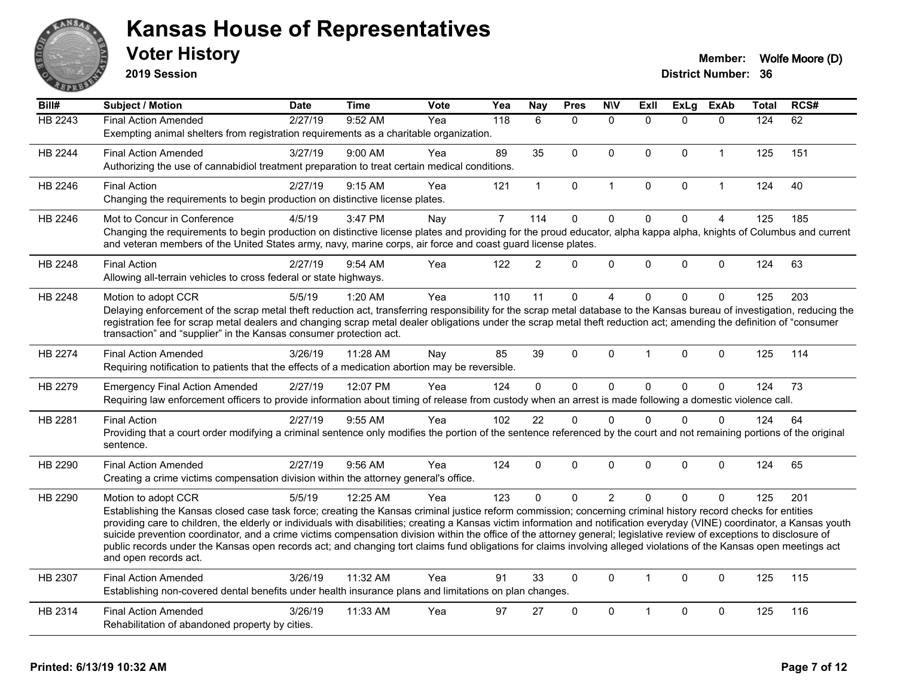# Kansas House of Representatives

## Voter History

**2019 Session**

**Member:** Wolfe Moore (D)
**District Number:** 36

| Bill# | Subject / Motion | Date | Time | Vote | Yea | Nay | Pres | N\V | ExII | ExLg | ExAb | Total | RCS# |
|---|---|---|---|---|---|---|---|---|---|---|---|---|---|
| HB 2243 | Final Action Amended | 2/27/19 | 9:52 AM | Yea | 118 | 6 | 0 | 0 | 0 | 0 | 0 | 124 | 62 |
| | Exempting animal shelters from registration requirements as a charitable organization. | | | | | | | | | | | | |
| HB 2244 | Final Action Amended | 3/27/19 | 9:00 AM | Yea | 89 | 35 | 0 | 0 | 0 | 0 | 1 | 125 | 151 |
| | Authorizing the use of cannabidiol treatment preparation to treat certain medical conditions. | | | | | | | | | | | | |
| HB 2246 | Final Action | 2/27/19 | 9:15 AM | Yea | 121 | 1 | 0 | 1 | 0 | 0 | 1 | 124 | 40 |
| | Changing the requirements to begin production on distinctive license plates. | | | | | | | | | | | | |
| HB 2246 | Mot to Concur in Conference | 4/5/19 | 3:47 PM | Nay | 7 | 114 | 0 | 0 | 0 | 0 | 4 | 125 | 185 |
| | Changing the requirements to begin production on distinctive license plates and providing for the proud educator, alpha kappa alpha, knights of Columbus and current and veteran members of the United States army, navy, marine corps, air force and coast guard license plates. | | | | | | | | | | | | |
| HB 2248 | Final Action | 2/27/19 | 9:54 AM | Yea | 122 | 2 | 0 | 0 | 0 | 0 | 0 | 124 | 63 |
| | Allowing all-terrain vehicles to cross federal or state highways. | | | | | | | | | | | | |
| HB 2248 | Motion to adopt CCR | 5/5/19 | 1:20 AM | Yea | 110 | 11 | 0 | 4 | 0 | 0 | 0 | 125 | 203 |
| | Delaying enforcement of the scrap metal theft reduction act, transferring responsibility for the scrap metal database to the Kansas bureau of investigation, reducing the registration fee for scrap metal dealers and changing scrap metal dealer obligations under the scrap metal theft reduction act; amending the definition of "consumer transaction" and "supplier" in the Kansas consumer protection act. | | | | | | | | | | | | |
| HB 2274 | Final Action Amended | 3/26/19 | 11:28 AM | Nay | 85 | 39 | 0 | 0 | 1 | 0 | 0 | 125 | 114 |
| | Requiring notification to patients that the effects of a medication abortion may be reversible. | | | | | | | | | | | | |
| HB 2279 | Emergency Final Action Amended | 2/27/19 | 12:07 PM | Yea | 124 | 0 | 0 | 0 | 0 | 0 | 0 | 124 | 73 |
| | Requiring law enforcement officers to provide information about timing of release from custody when an arrest is made following a domestic violence call. | | | | | | | | | | | | |
| HB 2281 | Final Action | 2/27/19 | 9:55 AM | Yea | 102 | 22 | 0 | 0 | 0 | 0 | 0 | 124 | 64 |
| | Providing that a court order modifying a criminal sentence only modifies the portion of the sentence referenced by the court and not remaining portions of the original sentence. | | | | | | | | | | | | |
| HB 2290 | Final Action Amended | 2/27/19 | 9:56 AM | Yea | 124 | 0 | 0 | 0 | 0 | 0 | 0 | 124 | 65 |
| | Creating a crime victims compensation division within the attorney general's office. | | | | | | | | | | | | |
| HB 2290 | Motion to adopt CCR | 5/5/19 | 12:25 AM | Yea | 123 | 0 | 0 | 2 | 0 | 0 | 0 | 125 | 201 |
| | Establishing the Kansas closed case task force; creating the Kansas criminal justice reform commission; concerning criminal history record checks for entities providing care to children, the elderly or individuals with disabilities; creating a Kansas victim information and notification everyday (VINE) coordinator, a Kansas youth suicide prevention coordinator, and a crime victims compensation division within the office of the attorney general; legislative review of exceptions to disclosure of public records under the Kansas open records act; and changing tort claims fund obligations for claims involving alleged violations of the Kansas open meetings act and open records act. | | | | | | | | | | | | |
| HB 2307 | Final Action Amended | 3/26/19 | 11:32 AM | Yea | 91 | 33 | 0 | 0 | 1 | 0 | 0 | 125 | 115 |
| | Establishing non-covered dental benefits under health insurance plans and limitations on plan changes. | | | | | | | | | | | | |
| HB 2314 | Final Action Amended | 3/26/19 | 11:33 AM | Yea | 97 | 27 | 0 | 0 | 1 | 0 | 0 | 125 | 116 |
| | Rehabilitation of abandoned property by cities. | | | | | | | | | | | | |

**Printed: 6/13/19 10:32 AM**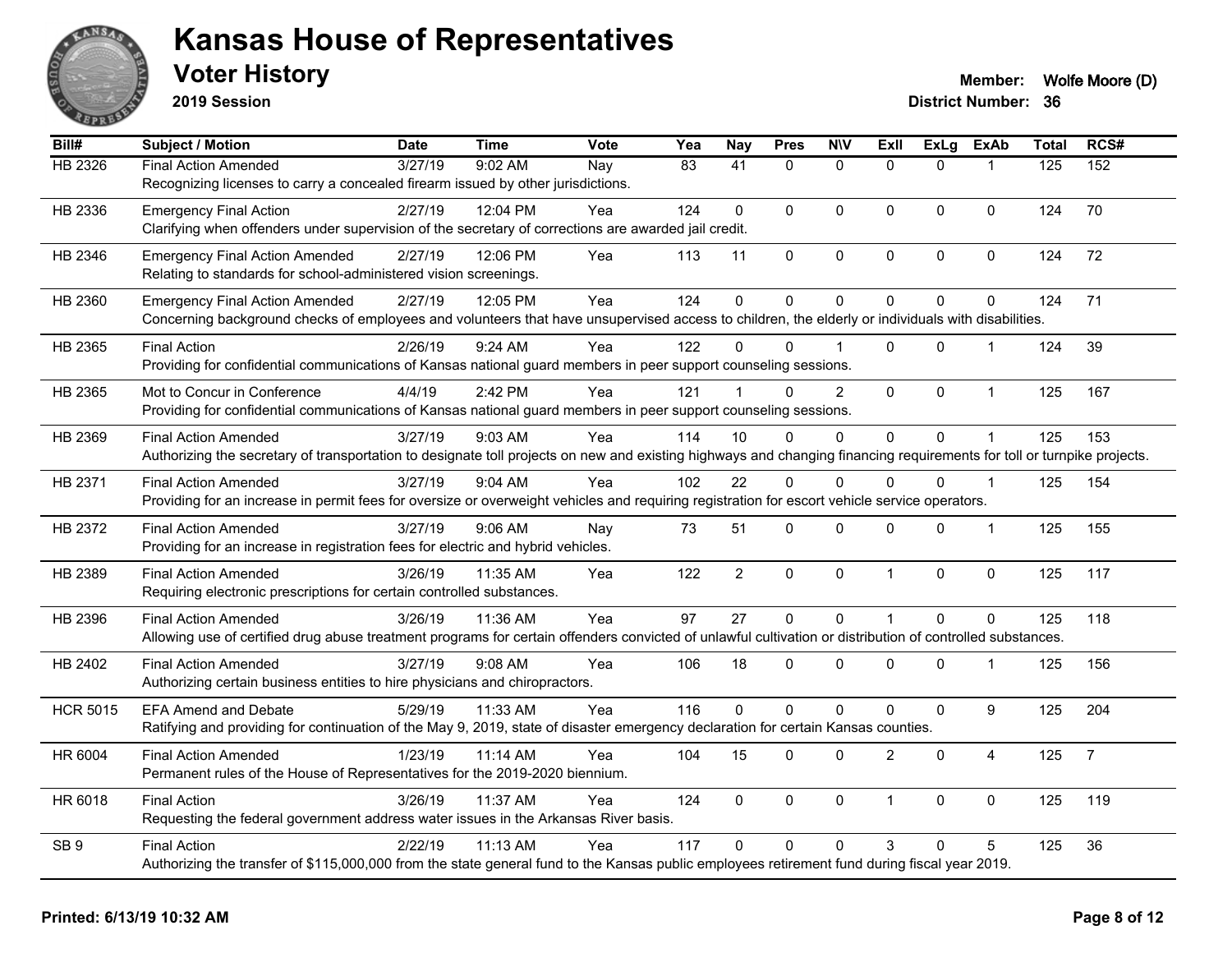# Kansas House of Representatives

## Voter History

**2019 Session**

**Member:** Wolfe Moore (D)
**District Number:** 36

| Bill# | Subject / Motion | Date | Time | Vote | Yea | Nay | Pres | N\V | ExII | ExLg | ExAb | Total | RCS# |
|---|---|---|---|---|---|---|---|---|---|---|---|---|---|
| HB 2326 | Final Action Amended | 3/27/19 | 9:02 AM | Nay | 83 | 41 | 0 | 0 | 0 | 0 | 1 | 125 | 152 |
| | Recognizing licenses to carry a concealed firearm issued by other jurisdictions. | | | | | | | | | | | | |
| HB 2336 | Emergency Final Action | 2/27/19 | 12:04 PM | Yea | 124 | 0 | 0 | 0 | 0 | 0 | 0 | 124 | 70 |
| | Clarifying when offenders under supervision of the secretary of corrections are awarded jail credit. | | | | | | | | | | | | |
| HB 2346 | Emergency Final Action Amended | 2/27/19 | 12:06 PM | Yea | 113 | 11 | 0 | 0 | 0 | 0 | 0 | 124 | 72 |
| | Relating to standards for school-administered vision screenings. | | | | | | | | | | | | |
| HB 2360 | Emergency Final Action Amended | 2/27/19 | 12:05 PM | Yea | 124 | 0 | 0 | 0 | 0 | 0 | 0 | 124 | 71 |
| | Concerning background checks of employees and volunteers that have unsupervised access to children, the elderly or individuals with disabilities. | | | | | | | | | | | | |
| HB 2365 | Final Action | 2/26/19 | 9:24 AM | Yea | 122 | 0 | 0 | 1 | 0 | 0 | 1 | 124 | 39 |
| | Providing for confidential communications of Kansas national guard members in peer support counseling sessions. | | | | | | | | | | | | |
| HB 2365 | Mot to Concur in Conference | 4/4/19 | 2:42 PM | Yea | 121 | 1 | 0 | 2 | 0 | 0 | 1 | 125 | 167 |
| | Providing for confidential communications of Kansas national guard members in peer support counseling sessions. | | | | | | | | | | | | |
| HB 2369 | Final Action Amended | 3/27/19 | 9:03 AM | Yea | 114 | 10 | 0 | 0 | 0 | 0 | 1 | 125 | 153 |
| | Authorizing the secretary of transportation to designate toll projects on new and existing highways and changing financing requirements for toll or turnpike projects. | | | | | | | | | | | | |
| HB 2371 | Final Action Amended | 3/27/19 | 9:04 AM | Yea | 102 | 22 | 0 | 0 | 0 | 0 | 1 | 125 | 154 |
| | Providing for an increase in permit fees for oversize or overweight vehicles and requiring registration for escort vehicle service operators. | | | | | | | | | | | | |
| HB 2372 | Final Action Amended | 3/27/19 | 9:06 AM | Nay | 73 | 51 | 0 | 0 | 0 | 0 | 1 | 125 | 155 |
| | Providing for an increase in registration fees for electric and hybrid vehicles. | | | | | | | | | | | | |
| HB 2389 | Final Action Amended | 3/26/19 | 11:35 AM | Yea | 122 | 2 | 0 | 0 | 1 | 0 | 0 | 125 | 117 |
| | Requiring electronic prescriptions for certain controlled substances. | | | | | | | | | | | | |
| HB 2396 | Final Action Amended | 3/26/19 | 11:36 AM | Yea | 97 | 27 | 0 | 0 | 1 | 0 | 0 | 125 | 118 |
| | Allowing use of certified drug abuse treatment programs for certain offenders convicted of unlawful cultivation or distribution of controlled substances. | | | | | | | | | | | | |
| HB 2402 | Final Action Amended | 3/27/19 | 9:08 AM | Yea | 106 | 18 | 0 | 0 | 0 | 0 | 1 | 125 | 156 |
| | Authorizing certain business entities to hire physicians and chiropractors. | | | | | | | | | | | | |
| HCR 5015 | EFA Amend and Debate | 5/29/19 | 11:33 AM | Yea | 116 | 0 | 0 | 0 | 0 | 0 | 9 | 125 | 204 |
| | Ratifying and providing for continuation of the May 9, 2019, state of disaster emergency declaration for certain Kansas counties. | | | | | | | | | | | | |
| HR 6004 | Final Action Amended | 1/23/19 | 11:14 AM | Yea | 104 | 15 | 0 | 0 | 2 | 0 | 4 | 125 | 7 |
| | Permanent rules of the House of Representatives for the 2019-2020 biennium. | | | | | | | | | | | | |
| HR 6018 | Final Action | 3/26/19 | 11:37 AM | Yea | 124 | 0 | 0 | 0 | 1 | 0 | 0 | 125 | 119 |
| | Requesting the federal government address water issues in the Arkansas River basis. | | | | | | | | | | | | |
| SB 9 | Final Action | 2/22/19 | 11:13 AM | Yea | 117 | 0 | 0 | 0 | 3 | 0 | 5 | 125 | 36 |
| | Authorizing the transfer of $115,000,000 from the state general fund to the Kansas public employees retirement fund during fiscal year 2019. | | | | | | | | | | | | |

**Printed: 6/13/19 10:32 AM**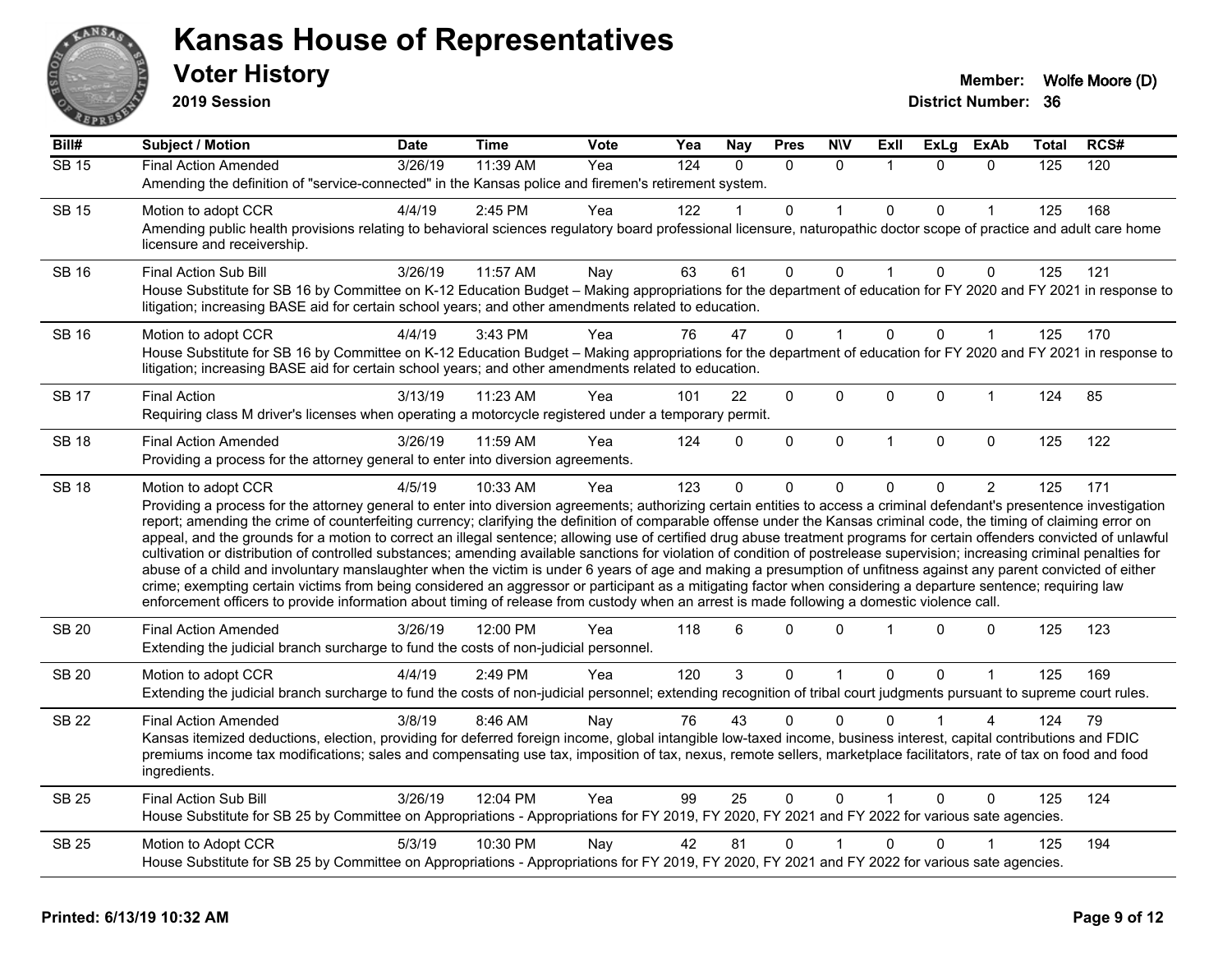# Kansas House of Representatives

## Voter History

**2019 Session**

**Member:** Wolfe Moore (D)
**District Number:** 36

| Bill# | Subject / Motion | Date | Time | Vote | Yea | Nay | Pres | N\V | ExII | ExLg | ExAb | Total | RCS# |
|---|---|---|---|---|---|---|---|---|---|---|---|---|---|
| SB 15 | Final Action Amended | 3/26/19 | 11:39 AM | Yea | 124 | 0 | 0 | 0 | 1 | 0 | 0 | 125 | 120 |
| | Amending the definition of "service-connected" in the Kansas police and firemen's retirement system. | | | | | | | | | | | | |
| SB 15 | Motion to adopt CCR | 4/4/19 | 2:45 PM | Yea | 122 | 1 | 0 | 1 | 0 | 0 | 1 | 125 | 168 |
| | Amending public health provisions relating to behavioral sciences regulatory board professional licensure, naturopathic doctor scope of practice and adult care home licensure and receivership. | | | | | | | | | | | | |
| SB 16 | Final Action Sub Bill | 3/26/19 | 11:57 AM | Nay | 63 | 61 | 0 | 0 | 1 | 0 | 0 | 125 | 121 |
| | House Substitute for SB 16 by Committee on K-12 Education Budget – Making appropriations for the department of education for FY 2020 and FY 2021 in response to litigation; increasing BASE aid for certain school years; and other amendments related to education. | | | | | | | | | | | | |
| SB 16 | Motion to adopt CCR | 4/4/19 | 3:43 PM | Yea | 76 | 47 | 0 | 1 | 0 | 0 | 1 | 125 | 170 |
| | House Substitute for SB 16 by Committee on K-12 Education Budget – Making appropriations for the department of education for FY 2020 and FY 2021 in response to litigation; increasing BASE aid for certain school years; and other amendments related to education. | | | | | | | | | | | | |
| SB 17 | Final Action | 3/13/19 | 11:23 AM | Yea | 101 | 22 | 0 | 0 | 0 | 0 | 1 | 124 | 85 |
| | Requiring class M driver's licenses when operating a motorcycle registered under a temporary permit. | | | | | | | | | | | | |
| SB 18 | Final Action Amended | 3/26/19 | 11:59 AM | Yea | 124 | 0 | 0 | 0 | 1 | 0 | 0 | 125 | 122 |
| | Providing a process for the attorney general to enter into diversion agreements. | | | | | | | | | | | | |
| SB 18 | Motion to adopt CCR | 4/5/19 | 10:33 AM | Yea | 123 | 0 | 0 | 0 | 0 | 0 | 2 | 125 | 171 |
| | Providing a process for the attorney general to enter into diversion agreements; authorizing certain entities to access a criminal defendant's presentence investigation report; amending the crime of counterfeiting currency; clarifying the definition of comparable offense under the Kansas criminal code, the timing of claiming error on appeal, and the grounds for a motion to correct an illegal sentence; allowing use of certified drug abuse treatment programs for certain offenders convicted of unlawful cultivation or distribution of controlled substances; amending available sanctions for violation of condition of postrelease supervision; increasing criminal penalties for abuse of a child and involuntary manslaughter when the victim is under 6 years of age and making a presumption of unfitness against any parent convicted of either crime; exempting certain victims from being considered an aggressor or participant as a mitigating factor when considering a departure sentence; requiring law enforcement officers to provide information about timing of release from custody when an arrest is made following a domestic violence call. | | | | | | | | | | | | |
| SB 20 | Final Action Amended | 3/26/19 | 12:00 PM | Yea | 118 | 6 | 0 | 0 | 1 | 0 | 0 | 125 | 123 |
| | Extending the judicial branch surcharge to fund the costs of non-judicial personnel. | | | | | | | | | | | | |
| SB 20 | Motion to adopt CCR | 4/4/19 | 2:49 PM | Yea | 120 | 3 | 0 | 1 | 0 | 0 | 1 | 125 | 169 |
| | Extending the judicial branch surcharge to fund the costs of non-judicial personnel; extending recognition of tribal court judgments pursuant to supreme court rules. | | | | | | | | | | | | |
| SB 22 | Final Action Amended | 3/8/19 | 8:46 AM | Nay | 76 | 43 | 0 | 0 | 0 | 1 | 4 | 124 | 79 |
| | Kansas itemized deductions, election, providing for deferred foreign income, global intangible low-taxed income, business interest, capital contributions and FDIC premiums income tax modifications; sales and compensating use tax, imposition of tax, nexus, remote sellers, marketplace facilitators, rate of tax on food and food ingredients. | | | | | | | | | | | | |
| SB 25 | Final Action Sub Bill | 3/26/19 | 12:04 PM | Yea | 99 | 25 | 0 | 0 | 1 | 0 | 0 | 125 | 124 |
| | House Substitute for SB 25 by Committee on Appropriations - Appropriations for FY 2019, FY 2020, FY 2021 and FY 2022 for various sate agencies. | | | | | | | | | | | | |
| SB 25 | Motion to Adopt CCR | 5/3/19 | 10:30 PM | Nay | 42 | 81 | 0 | 1 | 0 | 0 | 1 | 125 | 194 |
| | House Substitute for SB 25 by Committee on Appropriations - Appropriations for FY 2019, FY 2020, FY 2021 and FY 2022 for various sate agencies. | | | | | | | | | | | | |

Printed: 6/13/19 10:32 AM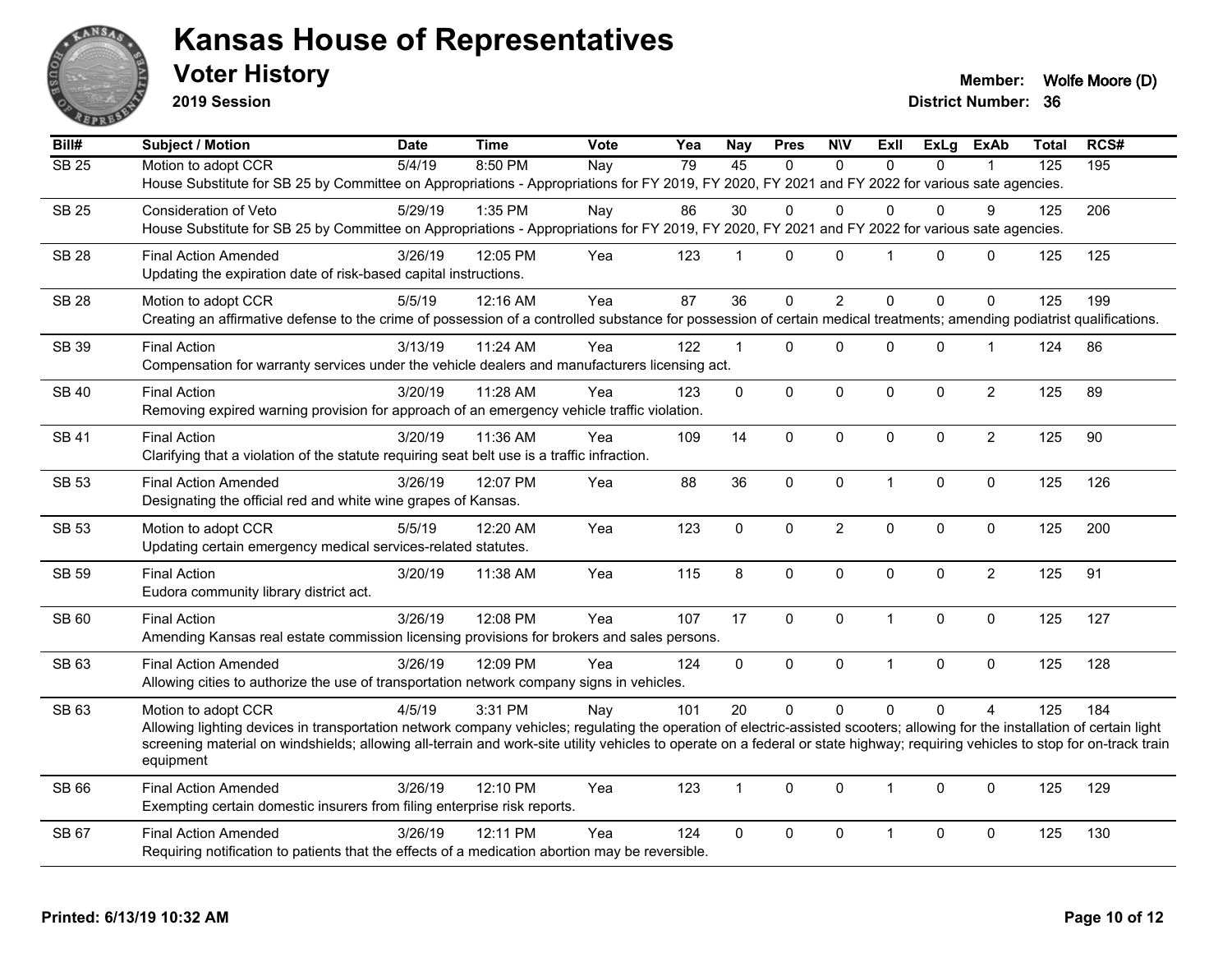# Kansas House of Representatives

## Voter History

**2019 Session**

**Member:** Wolfe Moore (D)
**District Number:** 36

| Bill# | Subject / Motion | Date | Time | Vote | Yea | Nay | Pres | N\V | ExIl | ExLg | ExAb | Total | RCS# |
|---|---|---|---|---|---|---|---|---|---|---|---|---|---|
| SB 25 | Motion to adopt CCR | 5/4/19 | 8:50 PM | Nay | 79 | 45 | 0 | 0 | 0 | 0 | 1 | 125 | 195 |
| | House Substitute for SB 25 by Committee on Appropriations - Appropriations for FY 2019, FY 2020, FY 2021 and FY 2022 for various sate agencies. | | | | | | | | | | | | |
| SB 25 | Consideration of Veto | 5/29/19 | 1:35 PM | Nay | 86 | 30 | 0 | 0 | 0 | 0 | 9 | 125 | 206 |
| | House Substitute for SB 25 by Committee on Appropriations - Appropriations for FY 2019, FY 2020, FY 2021 and FY 2022 for various sate agencies. | | | | | | | | | | | | |
| SB 28 | Final Action Amended | 3/26/19 | 12:05 PM | Yea | 123 | 1 | 0 | 0 | 1 | 0 | 0 | 125 | 125 |
| | Updating the expiration date of risk-based capital instructions. | | | | | | | | | | | | |
| SB 28 | Motion to adopt CCR | 5/5/19 | 12:16 AM | Yea | 87 | 36 | 0 | 2 | 0 | 0 | 0 | 125 | 199 |
| | Creating an affirmative defense to the crime of possession of a controlled substance for possession of certain medical treatments; amending podiatrist qualifications. | | | | | | | | | | | | |
| SB 39 | Final Action | 3/13/19 | 11:24 AM | Yea | 122 | 1 | 0 | 0 | 0 | 0 | 1 | 124 | 86 |
| | Compensation for warranty services under the vehicle dealers and manufacturers licensing act. | | | | | | | | | | | | |
| SB 40 | Final Action | 3/20/19 | 11:28 AM | Yea | 123 | 0 | 0 | 0 | 0 | 0 | 2 | 125 | 89 |
| | Removing expired warning provision for approach of an emergency vehicle traffic violation. | | | | | | | | | | | | |
| SB 41 | Final Action | 3/20/19 | 11:36 AM | Yea | 109 | 14 | 0 | 0 | 0 | 0 | 2 | 125 | 90 |
| | Clarifying that a violation of the statute requiring seat belt use is a traffic infraction. | | | | | | | | | | | | |
| SB 53 | Final Action Amended | 3/26/19 | 12:07 PM | Yea | 88 | 36 | 0 | 0 | 1 | 0 | 0 | 125 | 126 |
| | Designating the official red and white wine grapes of Kansas. | | | | | | | | | | | | |
| SB 53 | Motion to adopt CCR | 5/5/19 | 12:20 AM | Yea | 123 | 0 | 0 | 2 | 0 | 0 | 0 | 125 | 200 |
| | Updating certain emergency medical services-related statutes. | | | | | | | | | | | | |
| SB 59 | Final Action | 3/20/19 | 11:38 AM | Yea | 115 | 8 | 0 | 0 | 0 | 0 | 2 | 125 | 91 |
| | Eudora community library district act. | | | | | | | | | | | | |
| SB 60 | Final Action | 3/26/19 | 12:08 PM | Yea | 107 | 17 | 0 | 0 | 1 | 0 | 0 | 125 | 127 |
| | Amending Kansas real estate commission licensing provisions for brokers and sales persons. | | | | | | | | | | | | |
| SB 63 | Final Action Amended | 3/26/19 | 12:09 PM | Yea | 124 | 0 | 0 | 0 | 1 | 0 | 0 | 125 | 128 |
| | Allowing cities to authorize the use of transportation network company signs in vehicles. | | | | | | | | | | | | |
| SB 63 | Motion to adopt CCR | 4/5/19 | 3:31 PM | Nay | 101 | 20 | 0 | 0 | 0 | 0 | 4 | 125 | 184 |
| | Allowing lighting devices in transportation network company vehicles; regulating the operation of electric-assisted scooters; allowing for the installation of certain light screening material on windshields; allowing all-terrain and work-site utility vehicles to operate on a federal or state highway; requiring vehicles to stop for on-track train equipment | | | | | | | | | | | | |
| SB 66 | Final Action Amended | 3/26/19 | 12:10 PM | Yea | 123 | 1 | 0 | 0 | 1 | 0 | 0 | 125 | 129 |
| | Exempting certain domestic insurers from filing enterprise risk reports. | | | | | | | | | | | | |
| SB 67 | Final Action Amended | 3/26/19 | 12:11 PM | Yea | 124 | 0 | 0 | 0 | 1 | 0 | 0 | 125 | 130 |
| | Requiring notification to patients that the effects of a medication abortion may be reversible. | | | | | | | | | | | | |

Printed: 6/13/19 10:32 AM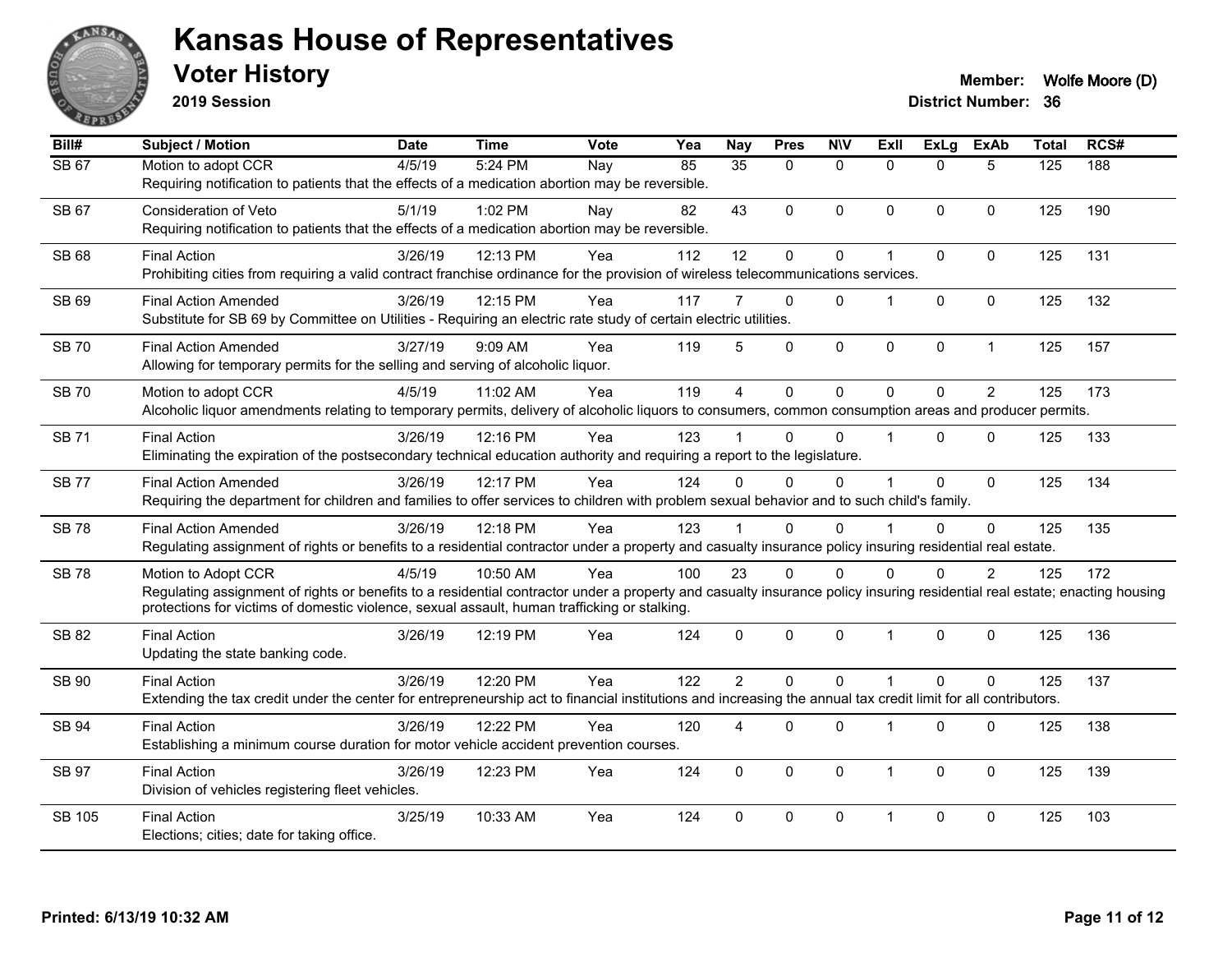# Kansas House of Representatives

## Voter History

**2019 Session**

**Member:** Wolfe Moore (D)
**District Number:** 36

| Bill# | Subject / Motion | Date | Time | Vote | Yea | Nay | Pres | N\V | ExII | ExLg | ExAb | Total | RCS# |
|---|---|---|---|---|---|---|---|---|---|---|---|---|---|
| SB 67 | Motion to adopt CCR | 4/5/19 | 5:24 PM | Nay | 85 | 35 | 0 | 0 | 0 | 0 | 5 | 125 | 188 |
| | Requiring notification to patients that the effects of a medication abortion may be reversible. | | | | | | | | | | | | |
| SB 67 | Consideration of Veto | 5/1/19 | 1:02 PM | Nay | 82 | 43 | 0 | 0 | 0 | 0 | 0 | 125 | 190 |
| | Requiring notification to patients that the effects of a medication abortion may be reversible. | | | | | | | | | | | | |
| SB 68 | Final Action | 3/26/19 | 12:13 PM | Yea | 112 | 12 | 0 | 0 | 1 | 0 | 0 | 125 | 131 |
| | Prohibiting cities from requiring a valid contract franchise ordinance for the provision of wireless telecommunications services. | | | | | | | | | | | | |
| SB 69 | Final Action Amended | 3/26/19 | 12:15 PM | Yea | 117 | 7 | 0 | 0 | 1 | 0 | 0 | 125 | 132 |
| | Substitute for SB 69 by Committee on Utilities - Requiring an electric rate study of certain electric utilities. | | | | | | | | | | | | |
| SB 70 | Final Action Amended | 3/27/19 | 9:09 AM | Yea | 119 | 5 | 0 | 0 | 0 | 0 | 1 | 125 | 157 |
| | Allowing for temporary permits for the selling and serving of alcoholic liquor. | | | | | | | | | | | | |
| SB 70 | Motion to adopt CCR | 4/5/19 | 11:02 AM | Yea | 119 | 4 | 0 | 0 | 0 | 0 | 2 | 125 | 173 |
| | Alcoholic liquor amendments relating to temporary permits, delivery of alcoholic liquors to consumers, common consumption areas and producer permits. | | | | | | | | | | | | |
| SB 71 | Final Action | 3/26/19 | 12:16 PM | Yea | 123 | 1 | 0 | 0 | 1 | 0 | 0 | 125 | 133 |
| | Eliminating the expiration of the postsecondary technical education authority and requiring a report to the legislature. | | | | | | | | | | | | |
| SB 77 | Final Action Amended | 3/26/19 | 12:17 PM | Yea | 124 | 0 | 0 | 0 | 1 | 0 | 0 | 125 | 134 |
| | Requiring the department for children and families to offer services to children with problem sexual behavior and to such child's family. | | | | | | | | | | | | |
| SB 78 | Final Action Amended | 3/26/19 | 12:18 PM | Yea | 123 | 1 | 0 | 0 | 1 | 0 | 0 | 125 | 135 |
| | Regulating assignment of rights or benefits to a residential contractor under a property and casualty insurance policy insuring residential real estate. | | | | | | | | | | | | |
| SB 78 | Motion to Adopt CCR | 4/5/19 | 10:50 AM | Yea | 100 | 23 | 0 | 0 | 0 | 0 | 2 | 125 | 172 |
| | Regulating assignment of rights or benefits to a residential contractor under a property and casualty insurance policy insuring residential real estate; enacting housing protections for victims of domestic violence, sexual assault, human trafficking or stalking. | | | | | | | | | | | | |
| SB 82 | Final Action | 3/26/19 | 12:19 PM | Yea | 124 | 0 | 0 | 0 | 1 | 0 | 0 | 125 | 136 |
| | Updating the state banking code. | | | | | | | | | | | | |
| SB 90 | Final Action | 3/26/19 | 12:20 PM | Yea | 122 | 2 | 0 | 0 | 1 | 0 | 0 | 125 | 137 |
| | Extending the tax credit under the center for entrepreneurship act to financial institutions and increasing the annual tax credit limit for all contributors. | | | | | | | | | | | | |
| SB 94 | Final Action | 3/26/19 | 12:22 PM | Yea | 120 | 4 | 0 | 0 | 1 | 0 | 0 | 125 | 138 |
| | Establishing a minimum course duration for motor vehicle accident prevention courses. | | | | | | | | | | | | |
| SB 97 | Final Action | 3/26/19 | 12:23 PM | Yea | 124 | 0 | 0 | 0 | 1 | 0 | 0 | 125 | 139 |
| | Division of vehicles registering fleet vehicles. | | | | | | | | | | | | |
| SB 105 | Final Action | 3/25/19 | 10:33 AM | Yea | 124 | 0 | 0 | 0 | 1 | 0 | 0 | 125 | 103 |
| | Elections; cities; date for taking office. | | | | | | | | | | | | |

Printed: 6/13/19 10:32 AM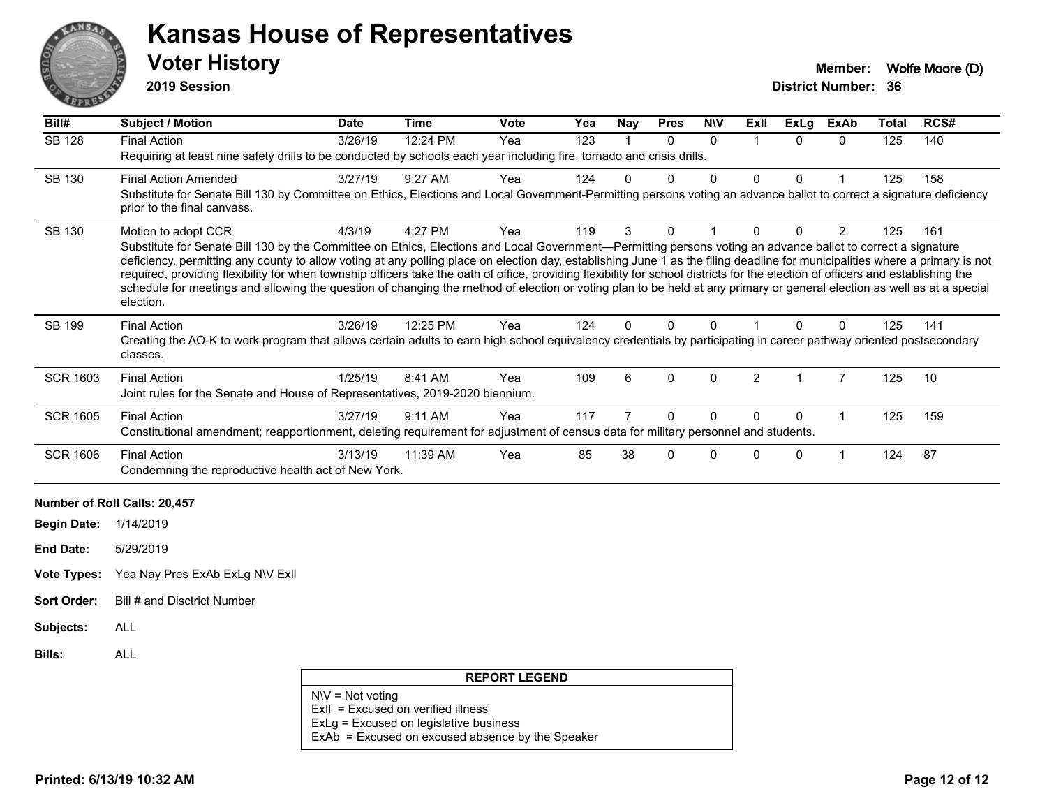# Kansas House of Representatives

## Voter History

**2019 Session**

**Member:** Wolfe Moore (D)
**District Number:** 36

| Bill# | Subject / Motion | Date | Time | Vote | Yea | Nay | Pres | N\V | ExIl | ExLg | ExAb | Total | RCS# |
|---|---|---|---|---|---|---|---|---|---|---|---|---|---|
| SB 128 | Final Action | 3/26/19 | 12:24 PM | Yea | 123 | 1 | 0 | 0 | 1 | 0 | 0 | 125 | 140 |
| | Requiring at least nine safety drills to be conducted by schools each year including fire, tornado and crisis drills. | | | | | | | | | | | | |
| SB 130 | Final Action Amended | 3/27/19 | 9:27 AM | Yea | 124 | 0 | 0 | 0 | 0 | 0 | 1 | 125 | 158 |
| | Substitute for Senate Bill 130 by Committee on Ethics, Elections and Local Government-Permitting persons voting an advance ballot to correct a signature deficiency prior to the final canvass. | | | | | | | | | | | | |
| SB 130 | Motion to adopt CCR | 4/3/19 | 4:27 PM | Yea | 119 | 3 | 0 | 1 | 0 | 0 | 2 | 125 | 161 |
| | Substitute for Senate Bill 130 by the Committee on Ethics, Elections and Local Government—Permitting persons voting an advance ballot to correct a signature deficiency, permitting any county to allow voting at any polling place on election day, establishing June 1 as the filing deadline for municipalities where a primary is not required, providing flexibility for when township officers take the oath of office, providing flexibility for school districts for the election of officers and establishing the schedule for meetings and allowing the question of changing the method of election or voting plan to be held at any primary or general election as well as at a special election. | | | | | | | | | | | | |
| SB 199 | Final Action | 3/26/19 | 12:25 PM | Yea | 124 | 0 | 0 | 0 | 1 | 0 | 0 | 125 | 141 |
| | Creating the AO-K to work program that allows certain adults to earn high school equivalency credentials by participating in career pathway oriented postsecondary classes. | | | | | | | | | | | | |
| SCR 1603 | Final Action | 1/25/19 | 8:41 AM | Yea | 109 | 6 | 0 | 0 | 2 | 1 | 7 | 125 | 10 |
| | Joint rules for the Senate and House of Representatives, 2019-2020 biennium. | | | | | | | | | | | | |
| SCR 1605 | Final Action | 3/27/19 | 9:11 AM | Yea | 117 | 7 | 0 | 0 | 0 | 0 | 1 | 125 | 159 |
| | Constitutional amendment; reapportionment, deleting requirement for adjustment of census data for military personnel and students. | | | | | | | | | | | | |
| SCR 1606 | Final Action | 3/13/19 | 11:39 AM | Yea | 85 | 38 | 0 | 0 | 0 | 0 | 1 | 124 | 87 |
| | Condemning the reproductive health act of New York. | | | | | | | | | | | | |

**Number of Roll Calls: 20,457**

**Begin Date:** 1/14/2019

**End Date:** 5/29/2019

**Vote Types:** Yea Nay Pres ExAb ExLg N\V ExIl

**Sort Order:** Bill # and Disctrict Number

**Subjects:** ALL

**Bills:** ALL

**REPORT LEGEND**

N\V = Not voting
ExIl = Excused on verified illness
ExLg = Excused on legislative business
ExAb = Excused on excused absence by the Speaker

**Printed: 6/13/19 10:32 AM**